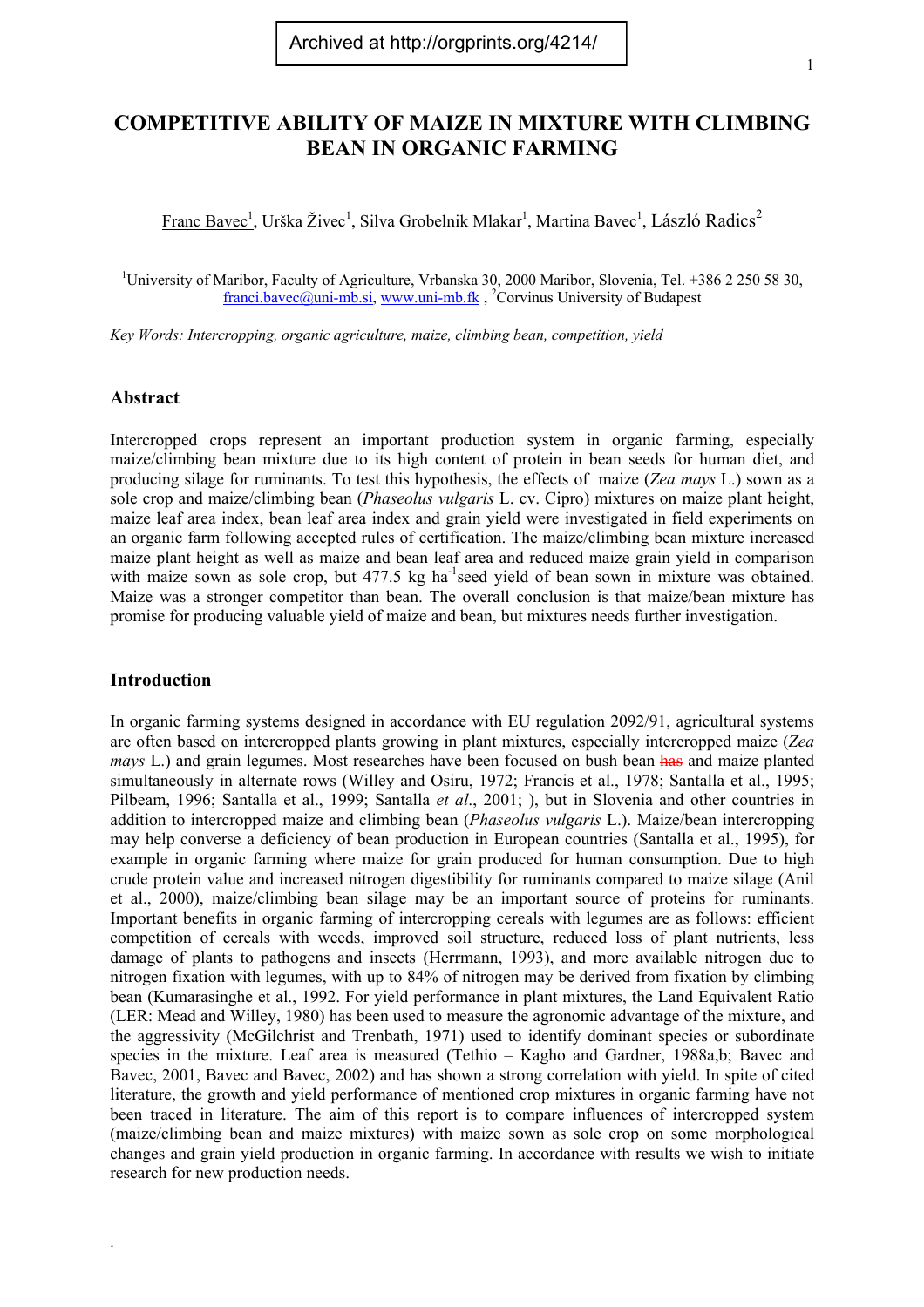Archived at http://orgprints.org/4214/

# COMPETITIVE ABILITY OF MAIZE IN MIXTURE WITH CLIMBING BEAN IN ORGANIC FARMING

Franc Bavec[1], Urška Živec[1], Silva Grobelnik Mlakar[1], Martina Bavec[1], László Radics[2]

[1]University of Maribor, Faculty of Agriculture, Vrbanska 30, 2000 Maribor, Slovenia, Tel. +386 2 250 58 30, franci.bavec@uni-mb.si, www.uni-mb.fk , [2]Corvinus University of Budapest

*Key Words: Intercropping, organic agriculture, maize, climbing bean, competition, yield*

## Abstract

Intercropped crops represent an important production system in organic farming, especially maize/climbing bean mixture due to its high content of protein in bean seeds for human diet, and producing silage for ruminants. To test this hypothesis, the effects of maize (*Zea mays* L.) sown as a sole crop and maize/climbing bean (*Phaseolus vulgaris* L. cv. Cipro) mixtures on maize plant height, maize leaf area index, bean leaf area index and grain yield were investigated in field experiments on an organic farm following accepted rules of certification. The maize/climbing bean mixture increased maize plant height as well as maize and bean leaf area and reduced maize grain yield in comparison with maize sown as sole crop, but 477.5 kg $ha^{-1}$seed yield of bean sown in mixture was obtained. Maize was a stronger competitor than bean. The overall conclusion is that maize/bean mixture has promise for producing valuable yield of maize and bean, but mixtures needs further investigation.

## Introduction

In organic farming systems designed in accordance with EU regulation 2092/91, agricultural systems are often based on intercropped plants growing in plant mixtures, especially intercropped maize (*Zea mays* L.) and grain legumes. Most researches have been focused on bush bean ~~has~~ and maize planted simultaneously in alternate rows (Willey and Osiru, 1972; Francis et al., 1978; Santalla et al., 1995; Pilbeam, 1996; Santalla et al., 1999; Santalla *et al*., 2001; ), but in Slovenia and other countries in addition to intercropped maize and climbing bean (*Phaseolus vulgaris* L.). Maize/bean intercropping may help converse a deficiency of bean production in European countries (Santalla et al., 1995), for example in organic farming where maize for grain produced for human consumption. Due to high crude protein value and increased nitrogen digestibility for ruminants compared to maize silage (Anil et al., 2000), maize/climbing bean silage may be an important source of proteins for ruminants. Important benefits in organic farming of intercropping cereals with legumes are as follows: efficient competition of cereals with weeds, improved soil structure, reduced loss of plant nutrients, less damage of plants to pathogens and insects (Herrmann, 1993), and more available nitrogen due to nitrogen fixation with legumes, with up to 84% of nitrogen may be derived from fixation by climbing bean (Kumarasinghe et al., 1992. For yield performance in plant mixtures, the Land Equivalent Ratio (LER: Mead and Willey, 1980) has been used to measure the agronomic advantage of the mixture, and the aggressivity (McGilchrist and Trenbath, 1971) used to identify dominant species or subordinate species in the mixture. Leaf area is measured (Tethio – Kagho and Gardner, 1988a,b; Bavec and Bavec, 2001, Bavec and Bavec, 2002) and has shown a strong correlation with yield. In spite of cited literature, the growth and yield performance of mentioned crop mixtures in organic farming have not been traced in literature. The aim of this report is to compare influences of intercropped system (maize/climbing bean and maize mixtures) with maize sown as sole crop on some morphological changes and grain yield production in organic farming. In accordance with results we wish to initiate research for new production needs.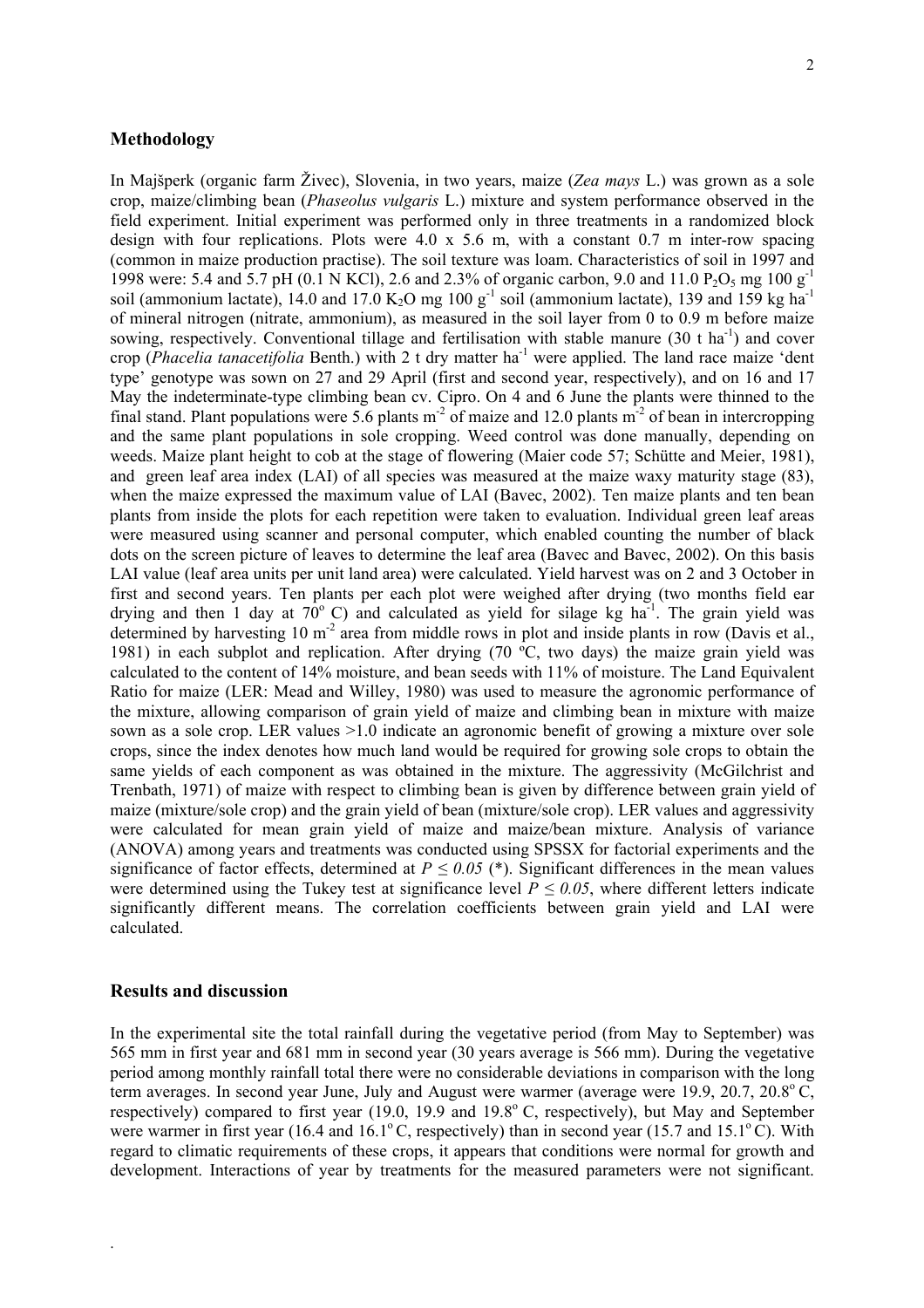## Methodology

In Majšperk (organic farm Živec), Slovenia, in two years, maize (*Zea mays* L.) was grown as a sole crop, maize/climbing bean (*Phaseolus vulgaris* L.) mixture and system performance observed in the field experiment. Initial experiment was performed only in three treatments in a randomized block design with four replications. Plots were 4.0 x 5.6 m, with a constant 0.7 m inter-row spacing (common in maize production practise). The soil texture was loam. Characteristics of soil in 1997 and 1998 were: 5.4 and 5.7 pH (0.1 N KCl), 2.6 and 2.3% of organic carbon, 9.0 and 11.0 $P_2O_5$ mg 100 $g^{-1}$ soil (ammonium lactate), 14.0 and 17.0 $K_2O$ mg 100 $g^{-1}$ soil (ammonium lactate), 139 and 159 kg $ha^{-1}$ of mineral nitrogen (nitrate, ammonium), as measured in the soil layer from 0 to 0.9 m before maize sowing, respectively. Conventional tillage and fertilisation with stable manure (30 t $ha^{-1}$) and cover crop (*Phacelia tanacetifolia* Benth.) with 2 t dry matter $ha^{-1}$ were applied. The land race maize 'dent type' genotype was sown on 27 and 29 April (first and second year, respectively), and on 16 and 17 May the indeterminate-type climbing bean cv. Cipro. On 4 and 6 June the plants were thinned to the final stand. Plant populations were 5.6 plants $m^{-2}$ of maize and 12.0 plants $m^{-2}$ of bean in intercropping and the same plant populations in sole cropping. Weed control was done manually, depending on weeds. Maize plant height to cob at the stage of flowering (Maier code 57; Schütte and Meier, 1981), and green leaf area index (LAI) of all species was measured at the maize waxy maturity stage (83), when the maize expressed the maximum value of LAI (Bavec, 2002). Ten maize plants and ten bean plants from inside the plots for each repetition were taken to evaluation. Individual green leaf areas were measured using scanner and personal computer, which enabled counting the number of black dots on the screen picture of leaves to determine the leaf area (Bavec and Bavec, 2002). On this basis LAI value (leaf area units per unit land area) were calculated. Yield harvest was on 2 and 3 October in first and second years. Ten plants per each plot were weighed after drying (two months field ear drying and then 1 day at 70$^o$ C) and calculated as yield for silage kg $ha^{-1}$. The grain yield was determined by harvesting 10 $m^{-2}$ area from middle rows in plot and inside plants in row (Davis et al., 1981) in each subplot and replication. After drying (70 ºC, two days) the maize grain yield was calculated to the content of 14% moisture, and bean seeds with 11% of moisture. The Land Equivalent Ratio for maize (LER: Mead and Willey, 1980) was used to measure the agronomic performance of the mixture, allowing comparison of grain yield of maize and climbing bean in mixture with maize sown as a sole crop. LER values >1.0 indicate an agronomic benefit of growing a mixture over sole crops, since the index denotes how much land would be required for growing sole crops to obtain the same yields of each component as was obtained in the mixture. The aggressivity (McGilchrist and Trenbath, 1971) of maize with respect to climbing bean is given by difference between grain yield of maize (mixture/sole crop) and the grain yield of bean (mixture/sole crop). LER values and aggressivity were calculated for mean grain yield of maize and maize/bean mixture. Analysis of variance (ANOVA) among years and treatments was conducted using SPSSX for factorial experiments and the significance of factor effects, determined at $P \leq 0.05$ (*). Significant differences in the mean values were determined using the Tukey test at significance level $P \leq 0.05$, where different letters indicate significantly different means. The correlation coefficients between grain yield and LAI were calculated.

## Results and discussion

In the experimental site the total rainfall during the vegetative period (from May to September) was 565 mm in first year and 681 mm in second year (30 years average is 566 mm). During the vegetative period among monthly rainfall total there were no considerable deviations in comparison with the long term averages. In second year June, July and August were warmer (average were 19.9, 20.7, 20.8$^o$ C, respectively) compared to first year (19.0, 19.9 and 19.8$^o$ C, respectively), but May and September were warmer in first year (16.4 and 16.1$^o$ C, respectively) than in second year (15.7 and 15.1$^o$ C). With regard to climatic requirements of these crops, it appears that conditions were normal for growth and development. Interactions of year by treatments for the measured parameters were not significant.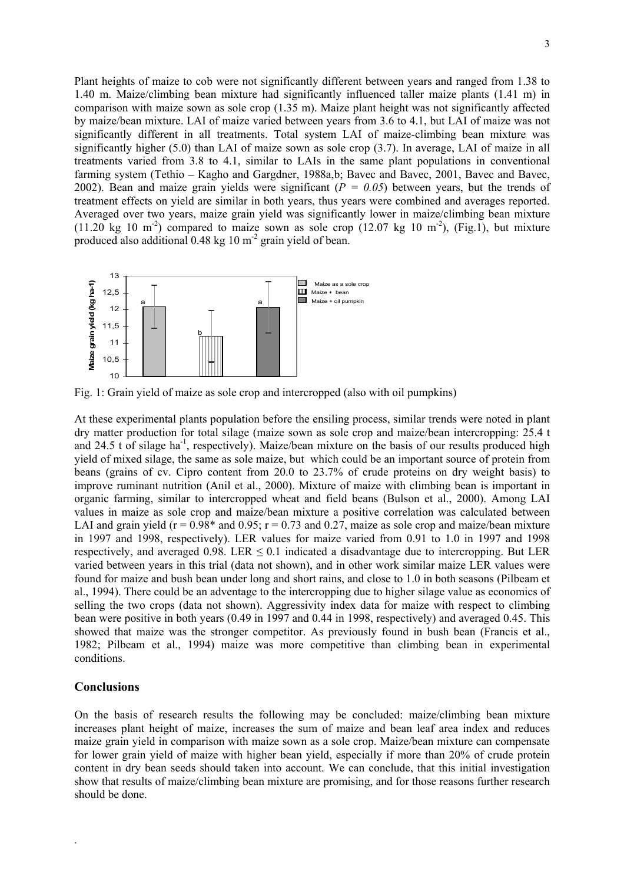Plant heights of maize to cob were not significantly different between years and ranged from 1.38 to 1.40 m. Maize/climbing bean mixture had significantly influenced taller maize plants (1.41 m) in comparison with maize sown as sole crop (1.35 m). Maize plant height was not significantly affected by maize/bean mixture. LAI of maize varied between years from 3.6 to 4.1, but LAI of maize was not significantly different in all treatments. Total system LAI of maize-climbing bean mixture was significantly higher (5.0) than LAI of maize sown as sole crop (3.7). In average, LAI of maize in all treatments varied from 3.8 to 4.1, similar to LAIs in the same plant populations in conventional farming system (Tethio – Kagho and Gargdner, 1988a,b; Bavec and Bavec, 2001, Bavec and Bavec, 2002). Bean and maize grain yields were significant ($P = 0.05$) between years, but the trends of treatment effects on yield are similar in both years, thus years were combined and averages reported. Averaged over two years, maize grain yield was significantly lower in maize/climbing bean mixture (11.20 kg 10 $m^{-2}$) compared to maize sown as sole crop (12.07 kg 10 $m^{-2}$), (Fig.1), but mixture produced also additional 0.48 kg 10 $m^{-2}$ grain yield of bean.

Fig. 1: Grain yield of maize as sole crop and intercropped (also with oil pumpkins)

At these experimental plants population before the ensiling process, similar trends were noted in plant dry matter production for total silage (maize sown as sole crop and maize/bean intercropping: 25.4 t and 24.5 t of silage $ha^{-1}$, respectively). Maize/bean mixture on the basis of our results produced high yield of mixed silage, the same as sole maize, but which could be an important source of protein from beans (grains of cv. Cipro content from 20.0 to 23.7% of crude proteins on dry weight basis) to improve ruminant nutrition (Anil et al., 2000). Mixture of maize with climbing bean is important in organic farming, similar to intercropped wheat and field beans (Bulson et al., 2000). Among LAI values in maize as sole crop and maize/bean mixture a positive correlation was calculated between LAI and grain yield ($r = 0.98$* and 0.95; $r = 0.73$ and 0.27, maize as sole crop and maize/bean mixture in 1997 and 1998, respectively). LER values for maize varied from 0.91 to 1.0 in 1997 and 1998 respectively, and averaged 0.98. LER $\leq 0.1$ indicated a disadvantage due to intercropping. But LER varied between years in this trial (data not shown), and in other work similar maize LER values were found for maize and bush bean under long and short rains, and close to 1.0 in both seasons (Pilbeam et al., 1994). There could be an adventage to the intercropping due to higher silage value as economics of selling the two crops (data not shown). Aggressivity index data for maize with respect to climbing bean were positive in both years (0.49 in 1997 and 0.44 in 1998, respectively) and averaged 0.45. This showed that maize was the stronger competitor. As previously found in bush bean (Francis et al., 1982; Pilbeam et al., 1994) maize was more competitive than climbing bean in experimental conditions.

## Conclusions

On the basis of research results the following may be concluded: maize/climbing bean mixture increases plant height of maize, increases the sum of maize and bean leaf area index and reduces maize grain yield in comparison with maize sown as a sole crop. Maize/bean mixture can compensate for lower grain yield of maize with higher bean yield, especially if more than 20% of crude protein content in dry bean seeds should taken into account. We can conclude, that this initial investigation show that results of maize/climbing bean mixture are promising, and for those reasons further research should be done.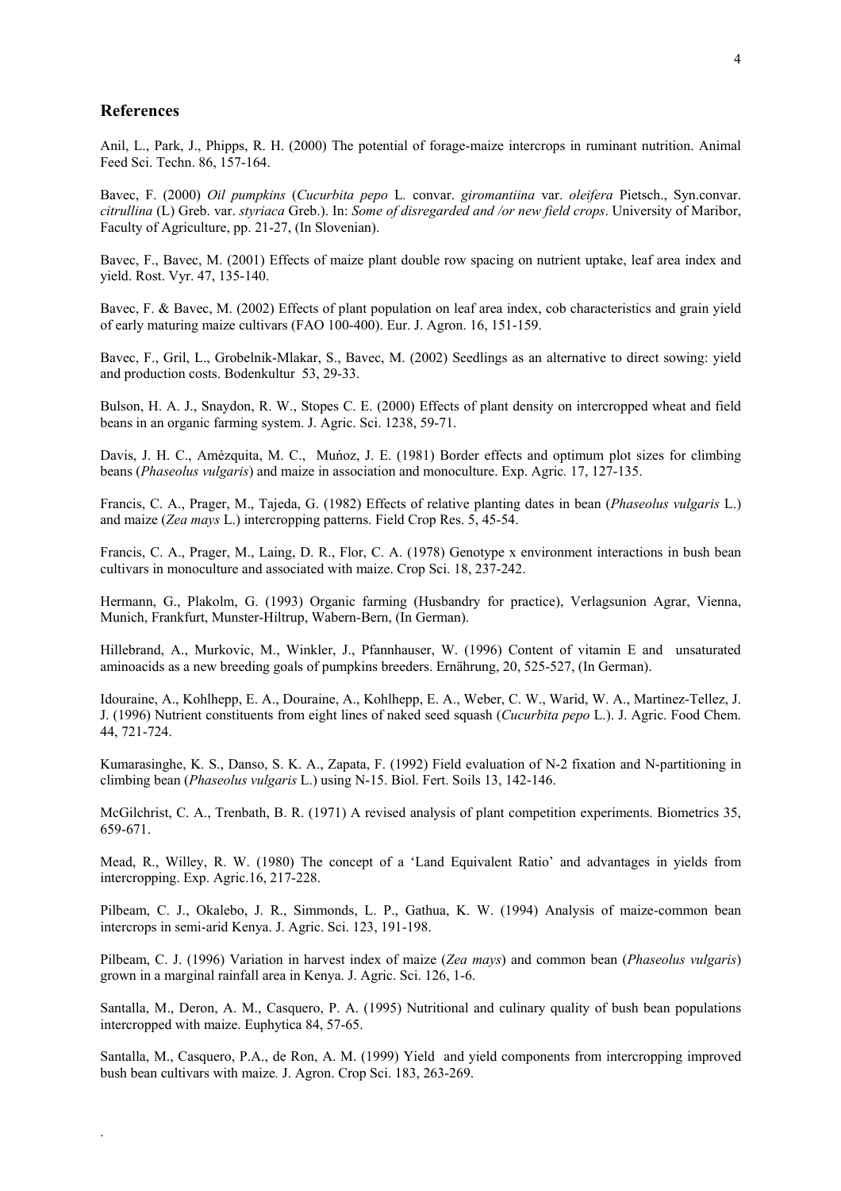## References

Anil, L., Park, J., Phipps, R. H. (2000) The potential of forage-maize intercrops in ruminant nutrition. Animal Feed Sci. Techn. 86, 157-164.

Bavec, F. (2000) *Oil pumpkins* (*Cucurbita pepo* L. convar. *giromantiina* var. *oleifera* Pietsch., Syn.convar. *citrullina* (L) Greb. var. *styriaca* Greb.). In: *Some of disregarded and /or new field crops*. University of Maribor, Faculty of Agriculture, pp. 21-27, (In Slovenian).

Bavec, F., Bavec, M. (2001) Effects of maize plant double row spacing on nutrient uptake, leaf area index and yield. Rost. Vyr. 47, 135-140.

Bavec, F. & Bavec, M. (2002) Effects of plant population on leaf area index, cob characteristics and grain yield of early maturing maize cultivars (FAO 100-400). Eur. J. Agron. 16, 151-159.

Bavec, F., Gril, L., Grobelnik-Mlakar, S., Bavec, M. (2002) Seedlings as an alternative to direct sowing: yield and production costs. Bodenkultur 53, 29-33.

Bulson, H. A. J., Snaydon, R. W., Stopes C. E. (2000) Effects of plant density on intercropped wheat and field beans in an organic farming system. J. Agric. Sci. 1238, 59-71.

Davis, J. H. C., Amézquita, M. C., Muńoz, J. E. (1981) Border effects and optimum plot sizes for climbing beans (*Phaseolus vulgaris*) and maize in association and monoculture. Exp. Agric. 17, 127-135.

Francis, C. A., Prager, M., Tajeda, G. (1982) Effects of relative planting dates in bean (*Phaseolus vulgaris* L.) and maize (*Zea mays* L.) intercropping patterns. Field Crop Res. 5, 45-54.

Francis, C. A., Prager, M., Laing, D. R., Flor, C. A. (1978) Genotype x environment interactions in bush bean cultivars in monoculture and associated with maize. Crop Sci. 18, 237-242.

Hermann, G., Plakolm, G. (1993) Organic farming (Husbandry for practice), Verlagsunion Agrar, Vienna, Munich, Frankfurt, Munster-Hiltrup, Wabern-Bern, (In German).

Hillebrand, A., Murkovic, M., Winkler, J., Pfannhauser, W. (1996) Content of vitamin E and unsaturated aminoacids as a new breeding goals of pumpkins breeders. Ernährung, 20, 525-527, (In German).

Idouraine, A., Kohlhepp, E. A., Douraine, A., Kohlhepp, E. A., Weber, C. W., Warid, W. A., Martinez-Tellez, J. J. (1996) Nutrient constituents from eight lines of naked seed squash (*Cucurbita pepo* L.). J. Agric. Food Chem. 44, 721-724.

Kumarasinghe, K. S., Danso, S. K. A., Zapata, F. (1992) Field evaluation of N-2 fixation and N-partitioning in climbing bean (*Phaseolus vulgaris* L.) using N-15. Biol. Fert. Soils 13, 142-146.

McGilchrist, C. A., Trenbath, B. R. (1971) A revised analysis of plant competition experiments. Biometrics 35, 659-671.

Mead, R., Willey, R. W. (1980) The concept of a 'Land Equivalent Ratio' and advantages in yields from intercropping. Exp. Agric.16, 217-228.

Pilbeam, C. J., Okalebo, J. R., Simmonds, L. P., Gathua, K. W. (1994) Analysis of maize-common bean intercrops in semi-arid Kenya. J. Agric. Sci. 123, 191-198.

Pilbeam, C. J. (1996) Variation in harvest index of maize (*Zea mays*) and common bean (*Phaseolus vulgaris*) grown in a marginal rainfall area in Kenya. J. Agric. Sci. 126, 1-6.

Santalla, M., Deron, A. M., Casquero, P. A. (1995) Nutritional and culinary quality of bush bean populations intercropped with maize. Euphytica 84, 57-65.

Santalla, M., Casquero, P.A., de Ron, A. M. (1999) Yield and yield components from intercropping improved bush bean cultivars with maize. J. Agron. Crop Sci. 183, 263-269.